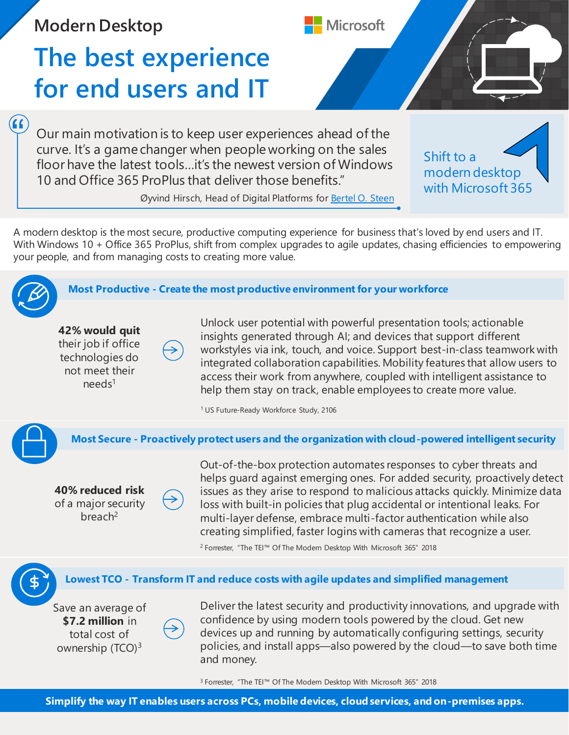# Modern Desktop

## The best experience for end users and IT

> Our main motivation is to keep user experiences ahead of the curve. It's a game changer when people working on the sales floor have the latest tools…it's the newest version of Windows 10 and Office 365 ProPlus that deliver those benefits."
>
> Øyvind Hirsch, Head of Digital Platforms for Bertel O. Steen

Shift to a modern desktop with Microsoft 365

A modern desktop is the most secure, productive computing experience for business that's loved by end users and IT. With Windows 10 + Office 365 ProPlus, shift from complex upgrades to agile updates, chasing efficiencies to empowering your people, and from managing costs to creating more value.

### Most Productive - Create the most productive environment for your workforce

**42% would quit** their job if office technologies do not meet their needs[1]

Unlock user potential with powerful presentation tools; actionable insights generated through AI; and devices that support different workstyles via ink, touch, and voice. Support best-in-class teamwork with integrated collaboration capabilities. Mobility features that allow users to access their work from anywhere, coupled with intelligent assistance to help them stay on track, enable employees to create more value.

[1] US Future-Ready Workforce Study, 2106

### Most Secure - Proactively protect users and the organization with cloud-powered intelligent security

**40% reduced risk** of a major security breach[2]

Out-of-the-box protection automates responses to cyber threats and helps guard against emerging ones. For added security, proactively detect issues as they arise to respond to malicious attacks quickly. Minimize data loss with built-in policies that plug accidental or intentional leaks. For multi-layer defense, embrace multi-factor authentication while also creating simplified, faster logins with cameras that recognize a user.

[2] Forrester, "The TEI™ Of The Modern Desktop With Microsoft 365" 2018

### Lowest TCO - Transform IT and reduce costs with agile updates and simplified management

Save an average of **$7.2 million** in total cost of ownership (TCO)[3]

Deliver the latest security and productivity innovations, and upgrade with confidence by using modern tools powered by the cloud. Get new devices up and running by automatically configuring settings, security policies, and install apps—also powered by the cloud—to save both time and money.

[3] Forrester, "The TEI™ Of The Modern Desktop With Microsoft 365" 2018

**Simplify the way IT enables users across PCs, mobile devices, cloud services, and on-premises apps.**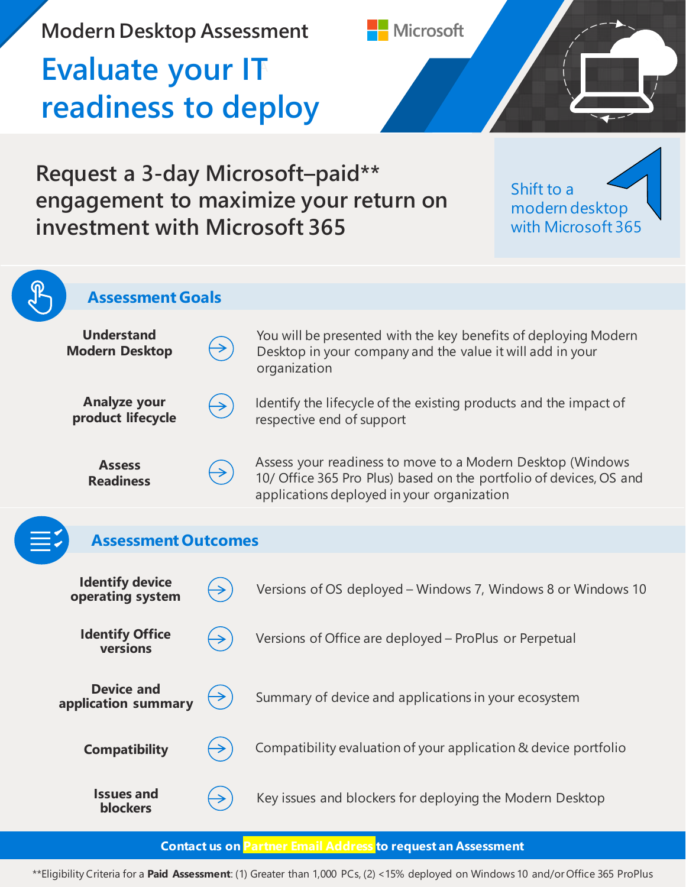Modern Desktop Assessment

Microsoft

# Evaluate your IT readiness to deploy

## Request a 3-day Microsoft–paid** engagement to maximize your return on investment with Microsoft 365

Shift to a modern desktop with Microsoft 365

## Assessment Goals

**Understand Modern Desktop** → You will be presented with the key benefits of deploying Modern Desktop in your company and the value it will add in your organization

**Analyze your product lifecycle** → Identify the lifecycle of the existing products and the impact of respective end of support

**Assess Readiness** → Assess your readiness to move to a Modern Desktop (Windows 10/ Office 365 Pro Plus) based on the portfolio of devices, OS and applications deployed in your organization

## Assessment Outcomes

**Identify device operating system** → Versions of OS deployed – Windows 7, Windows 8 or Windows 10

**Identify Office versions** → Versions of Office are deployed – ProPlus or Perpetual

**Device and application summary** → Summary of device and applications in your ecosystem

**Compatibility** → Compatibility evaluation of your application & device portfolio

**Issues and blockers** → Key issues and blockers for deploying the Modern Desktop

**Contact us on Partner Email Address to request an Assessment**

**Eligibility Criteria for a **Paid Assessment**: (1) Greater than 1,000 PCs, (2) <15% deployed on Windows 10 and/or Office 365 ProPlus